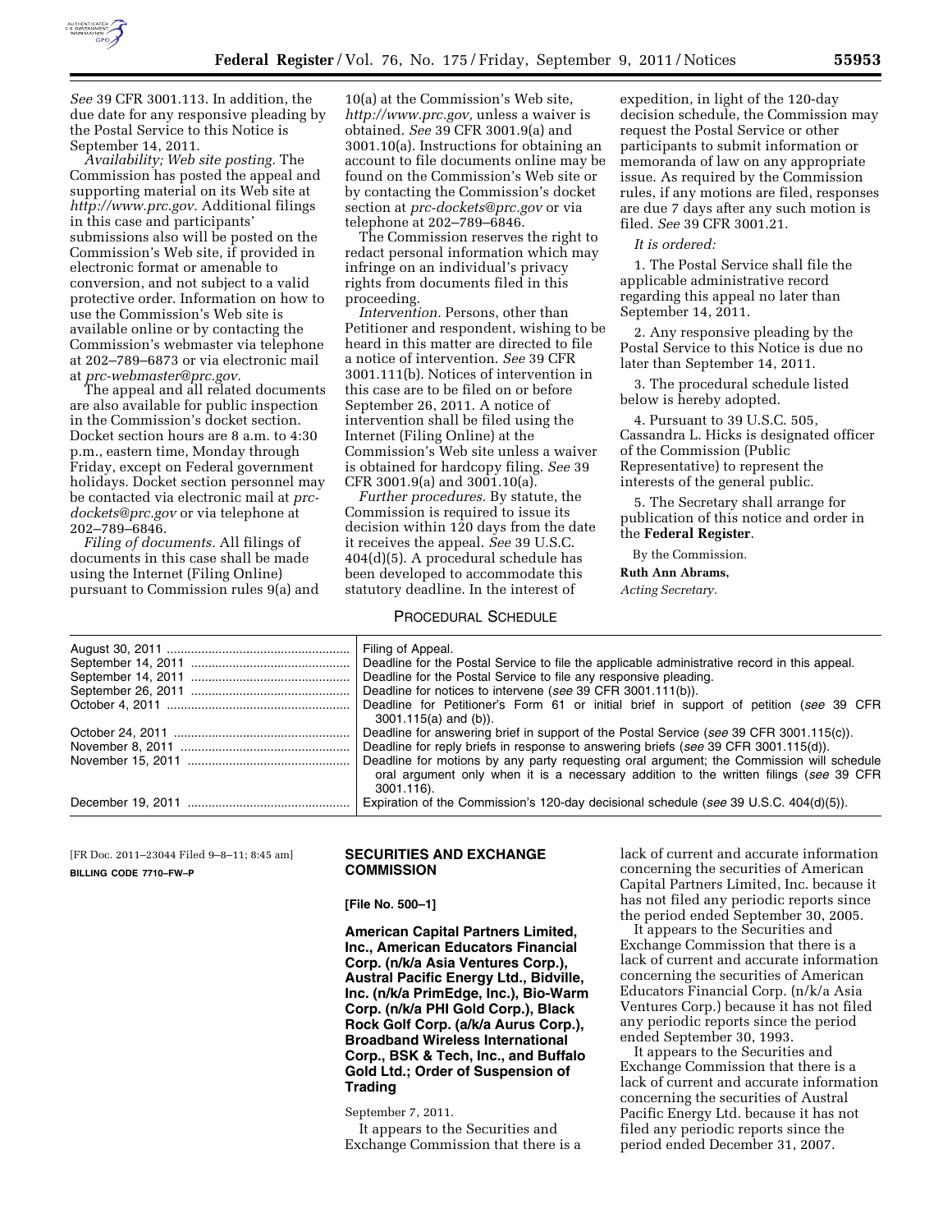*See* 39 CFR 3001.113. In addition, the due date for any responsive pleading by the Postal Service to this Notice is September 14, 2011.

*Availability; Web site posting.* The Commission has posted the appeal and supporting material on its Web site at *http://www.prc.gov.* Additional filings in this case and participants' submissions also will be posted on the Commission's Web site, if provided in electronic format or amenable to conversion, and not subject to a valid protective order. Information on how to use the Commission's Web site is available online or by contacting the Commission's webmaster via telephone at 202–789–6873 or via electronic mail at *prc-webmaster@prc.gov.*

The appeal and all related documents are also available for public inspection in the Commission's docket section. Docket section hours are 8 a.m. to 4:30 p.m., eastern time, Monday through Friday, except on Federal government holidays. Docket section personnel may be contacted via electronic mail at *prc-dockets@prc.gov* or via telephone at 202–789–6846.

*Filing of documents.* All filings of documents in this case shall be made using the Internet (Filing Online) pursuant to Commission rules 9(a) and 10(a) at the Commission's Web site, *http://www.prc.gov,* unless a waiver is obtained. *See* 39 CFR 3001.9(a) and 3001.10(a). Instructions for obtaining an account to file documents online may be found on the Commission's Web site or by contacting the Commission's docket section at *prc-dockets@prc.gov* or via telephone at 202–789–6846.

The Commission reserves the right to redact personal information which may infringe on an individual's privacy rights from documents filed in this proceeding.

*Intervention.* Persons, other than Petitioner and respondent, wishing to be heard in this matter are directed to file a notice of intervention. *See* 39 CFR 3001.111(b). Notices of intervention in this case are to be filed on or before September 26, 2011. A notice of intervention shall be filed using the Internet (Filing Online) at the Commission's Web site unless a waiver is obtained for hardcopy filing. *See* 39 CFR 3001.9(a) and 3001.10(a).

*Further procedures.* By statute, the Commission is required to issue its decision within 120 days from the date it receives the appeal. *See* 39 U.S.C. 404(d)(5). A procedural schedule has been developed to accommodate this statutory deadline. In the interest of expedition, in light of the 120-day decision schedule, the Commission may request the Postal Service or other participants to submit information or memoranda of law on any appropriate issue. As required by the Commission rules, if any motions are filed, responses are due 7 days after any such motion is filed. *See* 39 CFR 3001.21.

*It is ordered:*

1. The Postal Service shall file the applicable administrative record regarding this appeal no later than September 14, 2011.

2. Any responsive pleading by the Postal Service to this Notice is due no later than September 14, 2011.

3. The procedural schedule listed below is hereby adopted.

4. Pursuant to 39 U.S.C. 505, Cassandra L. Hicks is designated officer of the Commission (Public Representative) to represent the interests of the general public.

5. The Secretary shall arrange for publication of this notice and order in the **Federal Register**.

By the Commission.

**Ruth Ann Abrams,**

*Acting Secretary.*

PROCEDURAL SCHEDULE

| Date | Event |
|---|---|
| August 30, 2011 | Filing of Appeal. |
| September 14, 2011 | Deadline for the Postal Service to file the applicable administrative record in this appeal. |
| September 14, 2011 | Deadline for the Postal Service to file any responsive pleading. |
| September 26, 2011 | Deadline for notices to intervene (*see* 39 CFR 3001.111(b)). |
| October 4, 2011 | Deadline for Petitioner's Form 61 or initial brief in support of petition (*see* 39 CFR 3001.115(a) and (b)). |
| October 24, 2011 | Deadline for answering brief in support of the Postal Service (*see* 39 CFR 3001.115(c)). |
| November 8, 2011 | Deadline for reply briefs in response to answering briefs (*see* 39 CFR 3001.115(d)). |
| November 15, 2011 | Deadline for motions by any party requesting oral argument; the Commission will schedule oral argument only when it is a necessary addition to the written filings (*see* 39 CFR 3001.116). |
| December 19, 2011 | Expiration of the Commission's 120-day decisional schedule (*see* 39 U.S.C. 404(d)(5)). |

[FR Doc. 2011–23044 Filed 9–8–11; 8:45 am]

**BILLING CODE 7710–FW–P**

## SECURITIES AND EXCHANGE COMMISSION

**[File No. 500–1]**

### American Capital Partners Limited, Inc., American Educators Financial Corp. (n/k/a Asia Ventures Corp.), Austral Pacific Energy Ltd., Bidville, Inc. (n/k/a PrimEdge, Inc.), Bio-Warm Corp. (n/k/a PHI Gold Corp.), Black Rock Golf Corp. (a/k/a Aurus Corp.), Broadband Wireless International Corp., BSK & Tech, Inc., and Buffalo Gold Ltd.; Order of Suspension of Trading

September 7, 2011.

It appears to the Securities and Exchange Commission that there is a lack of current and accurate information concerning the securities of American Capital Partners Limited, Inc. because it has not filed any periodic reports since the period ended September 30, 2005.

It appears to the Securities and Exchange Commission that there is a lack of current and accurate information concerning the securities of American Educators Financial Corp. (n/k/a Asia Ventures Corp.) because it has not filed any periodic reports since the period ended September 30, 1993.

It appears to the Securities and Exchange Commission that there is a lack of current and accurate information concerning the securities of Austral Pacific Energy Ltd. because it has not filed any periodic reports since the period ended December 31, 2007.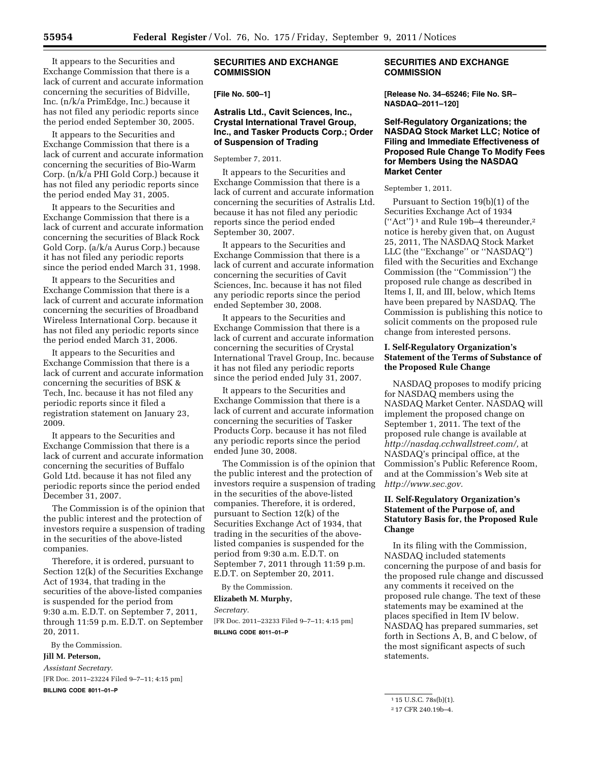It appears to the Securities and Exchange Commission that there is a lack of current and accurate information concerning the securities of Bidville, Inc. (n/k/a PrimEdge, Inc.) because it has not filed any periodic reports since the period ended September 30, 2005.

It appears to the Securities and Exchange Commission that there is a lack of current and accurate information concerning the securities of Bio-Warm Corp. (n/k/a PHI Gold Corp.) because it has not filed any periodic reports since the period ended May 31, 2005.

It appears to the Securities and Exchange Commission that there is a lack of current and accurate information concerning the securities of Black Rock Gold Corp. (a/k/a Aurus Corp.) because it has not filed any periodic reports since the period ended March 31, 1998.

It appears to the Securities and Exchange Commission that there is a lack of current and accurate information concerning the securities of Broadband Wireless International Corp. because it has not filed any periodic reports since the period ended March 31, 2006.

It appears to the Securities and Exchange Commission that there is a lack of current and accurate information concerning the securities of BSK & Tech, Inc. because it has not filed any periodic reports since it filed a registration statement on January 23, 2009.

It appears to the Securities and Exchange Commission that there is a lack of current and accurate information concerning the securities of Buffalo Gold Ltd. because it has not filed any periodic reports since the period ended December 31, 2007.

The Commission is of the opinion that the public interest and the protection of investors require a suspension of trading in the securities of the above-listed companies.

Therefore, it is ordered, pursuant to Section 12(k) of the Securities Exchange Act of 1934, that trading in the securities of the above-listed companies is suspended for the period from 9:30 a.m. E.D.T. on September 7, 2011, through 11:59 p.m. E.D.T. on September 20, 2011.

By the Commission.

**Jill M. Peterson,**

*Assistant Secretary.*

[FR Doc. 2011–23224 Filed 9–7–11; 4:15 pm]

**BILLING CODE 8011–01–P**

## SECURITIES AND EXCHANGE COMMISSION

**[File No. 500–1]**

## Astralis Ltd., Cavit Sciences, Inc., Crystal International Travel Group, Inc., and Tasker Products Corp.; Order of Suspension of Trading

September 7, 2011.

It appears to the Securities and Exchange Commission that there is a lack of current and accurate information concerning the securities of Astralis Ltd. because it has not filed any periodic reports since the period ended September 30, 2007.

It appears to the Securities and Exchange Commission that there is a lack of current and accurate information concerning the securities of Cavit Sciences, Inc. because it has not filed any periodic reports since the period ended September 30, 2008.

It appears to the Securities and Exchange Commission that there is a lack of current and accurate information concerning the securities of Crystal International Travel Group, Inc. because it has not filed any periodic reports since the period ended July 31, 2007.

It appears to the Securities and Exchange Commission that there is a lack of current and accurate information concerning the securities of Tasker Products Corp. because it has not filed any periodic reports since the period ended June 30, 2008.

The Commission is of the opinion that the public interest and the protection of investors require a suspension of trading in the securities of the above-listed companies. Therefore, it is ordered, pursuant to Section 12(k) of the Securities Exchange Act of 1934, that trading in the securities of the above-listed companies is suspended for the period from 9:30 a.m. E.D.T. on September 7, 2011 through 11:59 p.m. E.D.T. on September 20, 2011.

By the Commission.

**Elizabeth M. Murphy,**

*Secretary.*

[FR Doc. 2011–23233 Filed 9–7–11; 4:15 pm]

**BILLING CODE 8011–01–P**

## SECURITIES AND EXCHANGE COMMISSION

**[Release No. 34–65246; File No. SR–NASDAQ–2011–120]**

## Self-Regulatory Organizations; the NASDAQ Stock Market LLC; Notice of Filing and Immediate Effectiveness of Proposed Rule Change To Modify Fees for Members Using the NASDAQ Market Center

September 1, 2011.

Pursuant to Section 19(b)(1) of the Securities Exchange Act of 1934 (''Act'') [1] and Rule 19b–4 thereunder,[2] notice is hereby given that, on August 25, 2011, The NASDAQ Stock Market LLC (the ''Exchange'' or ''NASDAQ'') filed with the Securities and Exchange Commission (the ''Commission'') the proposed rule change as described in Items I, II, and III, below, which Items have been prepared by NASDAQ. The Commission is publishing this notice to solicit comments on the proposed rule change from interested persons.

### I. Self-Regulatory Organization's Statement of the Terms of Substance of the Proposed Rule Change

NASDAQ proposes to modify pricing for NASDAQ members using the NASDAQ Market Center. NASDAQ will implement the proposed change on September 1, 2011. The text of the proposed rule change is available at *http://nasdaq.cchwallstreet.com/,* at NASDAQ's principal office, at the Commission's Public Reference Room, and at the Commission's Web site at *http://www.sec.gov.*

### II. Self-Regulatory Organization's Statement of the Purpose of, and Statutory Basis for, the Proposed Rule Change

In its filing with the Commission, NASDAQ included statements concerning the purpose of and basis for the proposed rule change and discussed any comments it received on the proposed rule change. The text of these statements may be examined at the places specified in Item IV below. NASDAQ has prepared summaries, set forth in Sections A, B, and C below, of the most significant aspects of such statements.

[1] 15 U.S.C. 78s(b)(1).

[2] 17 CFR 240.19b–4.